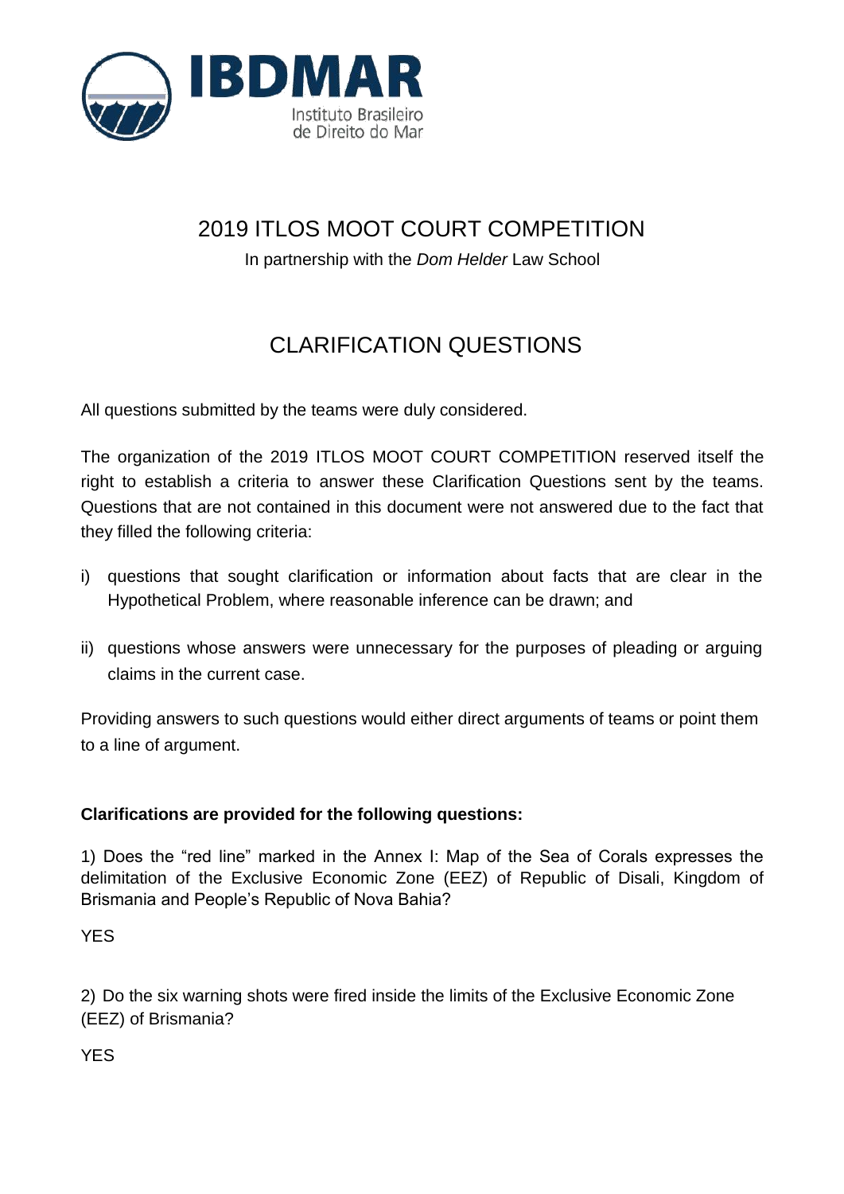IBDMAR

Instituto Brasileiro de Direito do Mar

# 2019 ITLOS MOOT COURT COMPETITION

In partnership with the *Dom Helder* Law School

## CLARIFICATION QUESTIONS

All questions submitted by the teams were duly considered.

The organization of the 2019 ITLOS MOOT COURT COMPETITION reserved itself the right to establish a criteria to answer these Clarification Questions sent by the teams. Questions that are not contained in this document were not answered due to the fact that they filled the following criteria:

i) questions that sought clarification or information about facts that are clear in the Hypothetical Problem, where reasonable inference can be drawn; and

ii) questions whose answers were unnecessary for the purposes of pleading or arguing claims in the current case.

Providing answers to such questions would either direct arguments of teams or point them to a line of argument.

**Clarifications are provided for the following questions:**

1) Does the "red line" marked in the Annex I: Map of the Sea of Corals expresses the delimitation of the Exclusive Economic Zone (EEZ) of Republic of Disali, Kingdom of Brismania and People's Republic of Nova Bahia?

YES

2) Do the six warning shots were fired inside the limits of the Exclusive Economic Zone (EEZ) of Brismania?

YES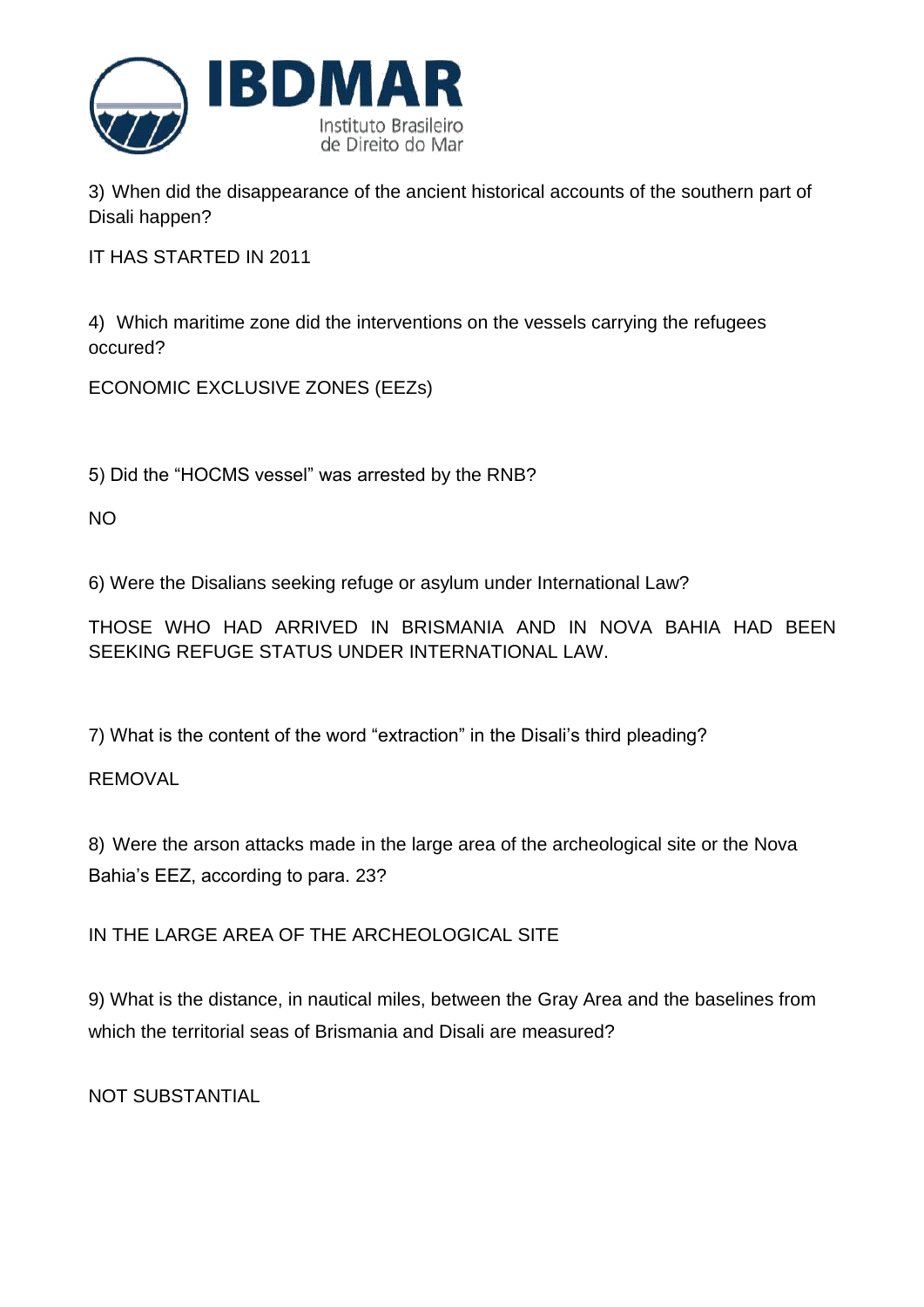3) When did the disappearance of the ancient historical accounts of the southern part of Disali happen?

IT HAS STARTED IN 2011

4) Which maritime zone did the interventions on the vessels carrying the refugees occured?

ECONOMIC EXCLUSIVE ZONES (EEZs)

5) Did the "HOCMS vessel" was arrested by the RNB?

NO

6) Were the Disalians seeking refuge or asylum under International Law?

THOSE WHO HAD ARRIVED IN BRISMANIA AND IN NOVA BAHIA HAD BEEN SEEKING REFUGE STATUS UNDER INTERNATIONAL LAW.

7) What is the content of the word "extraction" in the Disali's third pleading?

REMOVAL

8) Were the arson attacks made in the large area of the archeological site or the Nova Bahia's EEZ, according to para. 23?

IN THE LARGE AREA OF THE ARCHEOLOGICAL SITE

9) What is the distance, in nautical miles, between the Gray Area and the baselines from which the territorial seas of Brismania and Disali are measured?

NOT SUBSTANTIAL